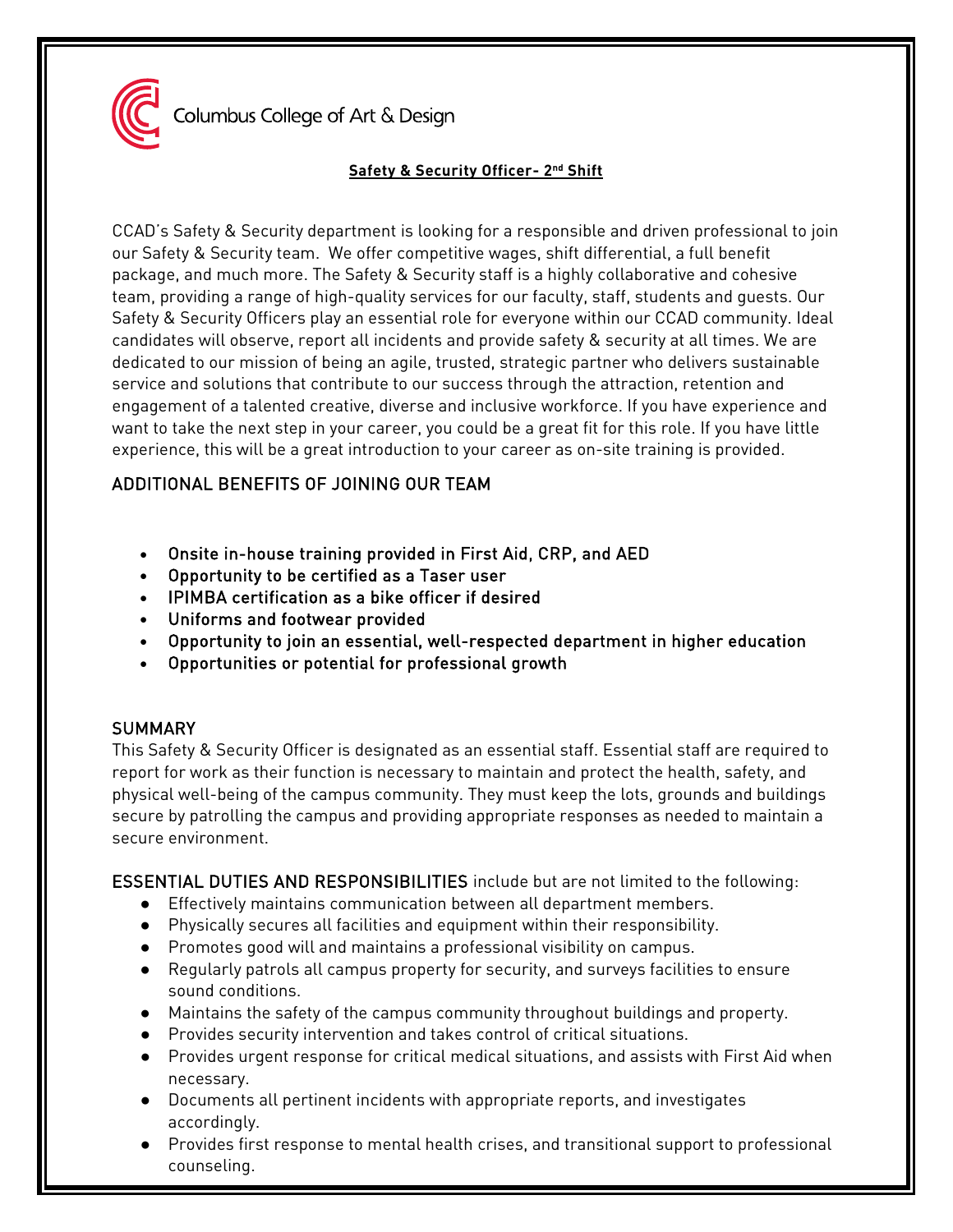Columbus College of Art & Design

## Safety & Security Officer- 2nd Shift

CCAD's Safety & Security department is looking for a responsible and driven professional to join our Safety & Security team. We offer competitive wages, shift differential, a full benefit package, and much more. The Safety & Security staff is a highly collaborative and cohesive team, providing a range of high-quality services for our faculty, staff, students and guests. Our Safety & Security Officers play an essential role for everyone within our CCAD community. Ideal candidates will observe, report all incidents and provide safety & security at all times. We are dedicated to our mission of being an agile, trusted, strategic partner who delivers sustainable service and solutions that contribute to our success through the attraction, retention and engagement of a talented creative, diverse and inclusive workforce. If you have experience and want to take the next step in your career, you could be a great fit for this role. If you have little experience, this will be a great introduction to your career as on-site training is provided.

### ADDITIONAL BENEFITS OF JOINING OUR TEAM

- Onsite in-house training provided in First Aid, CRP, and AED
- Opportunity to be certified as a Taser user
- IPIMBA certification as a bike officer if desired
- Uniforms and footwear provided
- Opportunity to join an essential, well-respected department in higher education
- Opportunities or potential for professional growth

### SUMMARY

This Safety & Security Officer is designated as an essential staff. Essential staff are required to report for work as their function is necessary to maintain and protect the health, safety, and physical well-being of the campus community. They must keep the lots, grounds and buildings secure by patrolling the campus and providing appropriate responses as needed to maintain a secure environment.

**ESSENTIAL DUTIES AND RESPONSIBILITIES** include but are not limited to the following:

- Effectively maintains communication between all department members.
- Physically secures all facilities and equipment within their responsibility.
- Promotes good will and maintains a professional visibility on campus.
- Regularly patrols all campus property for security, and surveys facilities to ensure sound conditions.
- Maintains the safety of the campus community throughout buildings and property.
- Provides security intervention and takes control of critical situations.
- Provides urgent response for critical medical situations, and assists with First Aid when necessary.
- Documents all pertinent incidents with appropriate reports, and investigates accordingly.
- Provides first response to mental health crises, and transitional support to professional counseling.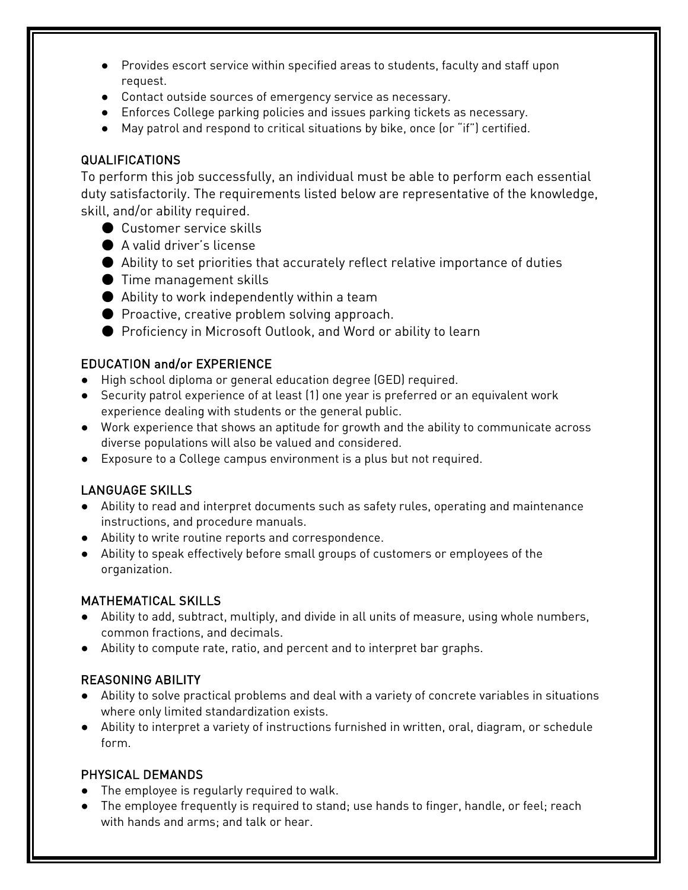- Provides escort service within specified areas to students, faculty and staff upon request.
- Contact outside sources of emergency service as necessary.
- Enforces College parking policies and issues parking tickets as necessary.
- May patrol and respond to critical situations by bike, once (or "if") certified.

## QUALIFICATIONS

To perform this job successfully, an individual must be able to perform each essential duty satisfactorily. The requirements listed below are representative of the knowledge, skill, and/or ability required.

- Customer service skills
- A valid driver's license
- Ability to set priorities that accurately reflect relative importance of duties
- Time management skills
- Ability to work independently within a team
- Proactive, creative problem solving approach.
- Proficiency in Microsoft Outlook, and Word or ability to learn

## EDUCATION and/or EXPERIENCE

- High school diploma or general education degree (GED) required.
- Security patrol experience of at least (1) one year is preferred or an equivalent work experience dealing with students or the general public.
- Work experience that shows an aptitude for growth and the ability to communicate across diverse populations will also be valued and considered.
- Exposure to a College campus environment is a plus but not required.

## LANGUAGE SKILLS

- Ability to read and interpret documents such as safety rules, operating and maintenance instructions, and procedure manuals.
- Ability to write routine reports and correspondence.
- Ability to speak effectively before small groups of customers or employees of the organization.

## MATHEMATICAL SKILLS

- Ability to add, subtract, multiply, and divide in all units of measure, using whole numbers, common fractions, and decimals.
- Ability to compute rate, ratio, and percent and to interpret bar graphs.

## REASONING ABILITY

- Ability to solve practical problems and deal with a variety of concrete variables in situations where only limited standardization exists.
- Ability to interpret a variety of instructions furnished in written, oral, diagram, or schedule form.

## PHYSICAL DEMANDS

- The employee is regularly required to walk.
- The employee frequently is required to stand; use hands to finger, handle, or feel; reach with hands and arms; and talk or hear.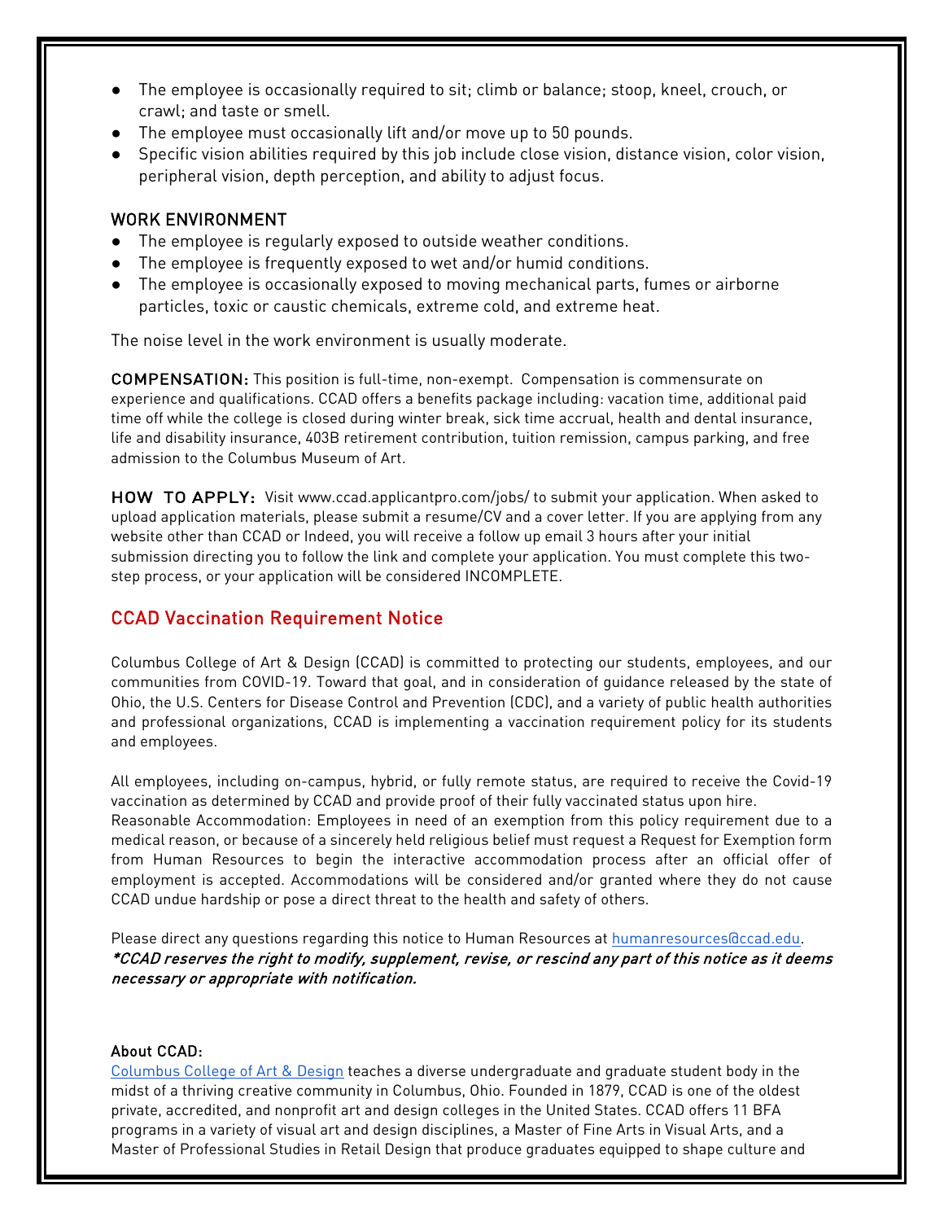- The employee is occasionally required to sit; climb or balance; stoop, kneel, crouch, or crawl; and taste or smell.
- The employee must occasionally lift and/or move up to 50 pounds.
- Specific vision abilities required by this job include close vision, distance vision, color vision, peripheral vision, depth perception, and ability to adjust focus.

### WORK ENVIRONMENT

- The employee is regularly exposed to outside weather conditions.
- The employee is frequently exposed to wet and/or humid conditions.
- The employee is occasionally exposed to moving mechanical parts, fumes or airborne particles, toxic or caustic chemicals, extreme cold, and extreme heat.

The noise level in the work environment is usually moderate.

**COMPENSATION:** This position is full-time, non-exempt. Compensation is commensurate on experience and qualifications. CCAD offers a benefits package including: vacation time, additional paid time off while the college is closed during winter break, sick time accrual, health and dental insurance, life and disability insurance, 403B retirement contribution, tuition remission, campus parking, and free admission to the Columbus Museum of Art.

**HOW TO APPLY:** Visit www.ccad.applicantpro.com/jobs/ to submit your application. When asked to upload application materials, please submit a resume/CV and a cover letter. If you are applying from any website other than CCAD or Indeed, you will receive a follow up email 3 hours after your initial submission directing you to follow the link and complete your application. You must complete this two-step process, or your application will be considered INCOMPLETE.

## CCAD Vaccination Requirement Notice

Columbus College of Art & Design (CCAD) is committed to protecting our students, employees, and our communities from COVID-19. Toward that goal, and in consideration of guidance released by the state of Ohio, the U.S. Centers for Disease Control and Prevention (CDC), and a variety of public health authorities and professional organizations, CCAD is implementing a vaccination requirement policy for its students and employees.

All employees, including on-campus, hybrid, or fully remote status, are required to receive the Covid-19 vaccination as determined by CCAD and provide proof of their fully vaccinated status upon hire.
Reasonable Accommodation: Employees in need of an exemption from this policy requirement due to a medical reason, or because of a sincerely held religious belief must request a Request for Exemption form from Human Resources to begin the interactive accommodation process after an official offer of employment is accepted. Accommodations will be considered and/or granted where they do not cause CCAD undue hardship or pose a direct threat to the health and safety of others.

Please direct any questions regarding this notice to Human Resources at [humanresources@ccad.edu](mailto:humanresources@ccad.edu).
***CCAD reserves the right to modify, supplement, revise, or rescind any part of this notice as it deems necessary or appropriate with notification.***

### About CCAD:

[Columbus College of Art & Design](https://www.ccad.edu) teaches a diverse undergraduate and graduate student body in the midst of a thriving creative community in Columbus, Ohio. Founded in 1879, CCAD is one of the oldest private, accredited, and nonprofit art and design colleges in the United States. CCAD offers 11 BFA programs in a variety of visual art and design disciplines, a Master of Fine Arts in Visual Arts, and a Master of Professional Studies in Retail Design that produce graduates equipped to shape culture and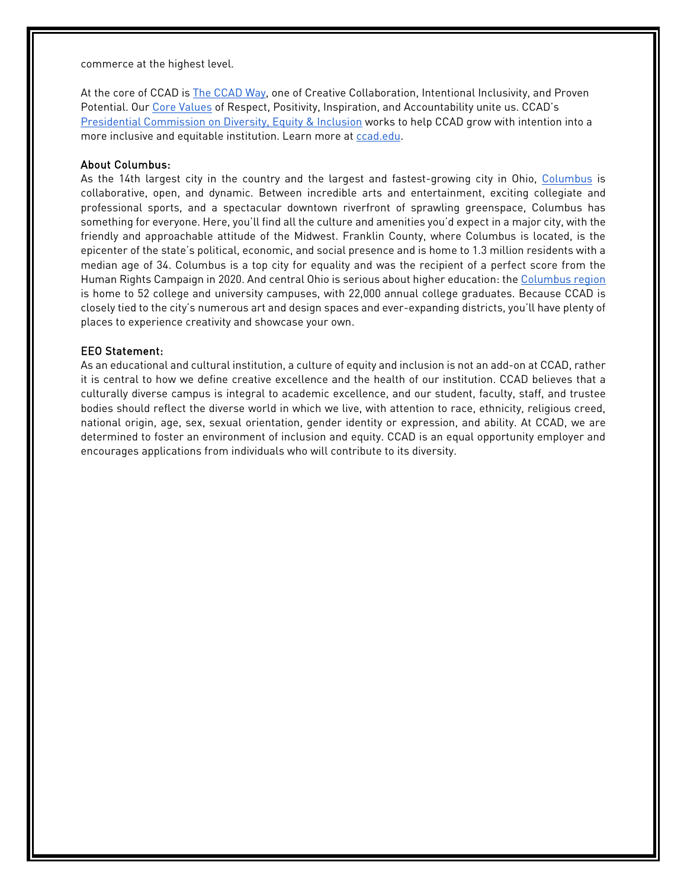commerce at the highest level.

At the core of CCAD is The CCAD Way, one of Creative Collaboration, Intentional Inclusivity, and Proven Potential. Our Core Values of Respect, Positivity, Inspiration, and Accountability unite us. CCAD's Presidential Commission on Diversity, Equity & Inclusion works to help CCAD grow with intention into a more inclusive and equitable institution. Learn more at ccad.edu.

**About Columbus:**

As the 14th largest city in the country and the largest and fastest-growing city in Ohio, Columbus is collaborative, open, and dynamic. Between incredible arts and entertainment, exciting collegiate and professional sports, and a spectacular downtown riverfront of sprawling greenspace, Columbus has something for everyone. Here, you'll find all the culture and amenities you'd expect in a major city, with the friendly and approachable attitude of the Midwest. Franklin County, where Columbus is located, is the epicenter of the state's political, economic, and social presence and is home to 1.3 million residents with a median age of 34. Columbus is a top city for equality and was the recipient of a perfect score from the Human Rights Campaign in 2020. And central Ohio is serious about higher education: the Columbus region is home to 52 college and university campuses, with 22,000 annual college graduates. Because CCAD is closely tied to the city's numerous art and design spaces and ever-expanding districts, you'll have plenty of places to experience creativity and showcase your own.

**EEO Statement:**

As an educational and cultural institution, a culture of equity and inclusion is not an add-on at CCAD, rather it is central to how we define creative excellence and the health of our institution. CCAD believes that a culturally diverse campus is integral to academic excellence, and our student, faculty, staff, and trustee bodies should reflect the diverse world in which we live, with attention to race, ethnicity, religious creed, national origin, age, sex, sexual orientation, gender identity or expression, and ability. At CCAD, we are determined to foster an environment of inclusion and equity. CCAD is an equal opportunity employer and encourages applications from individuals who will contribute to its diversity.